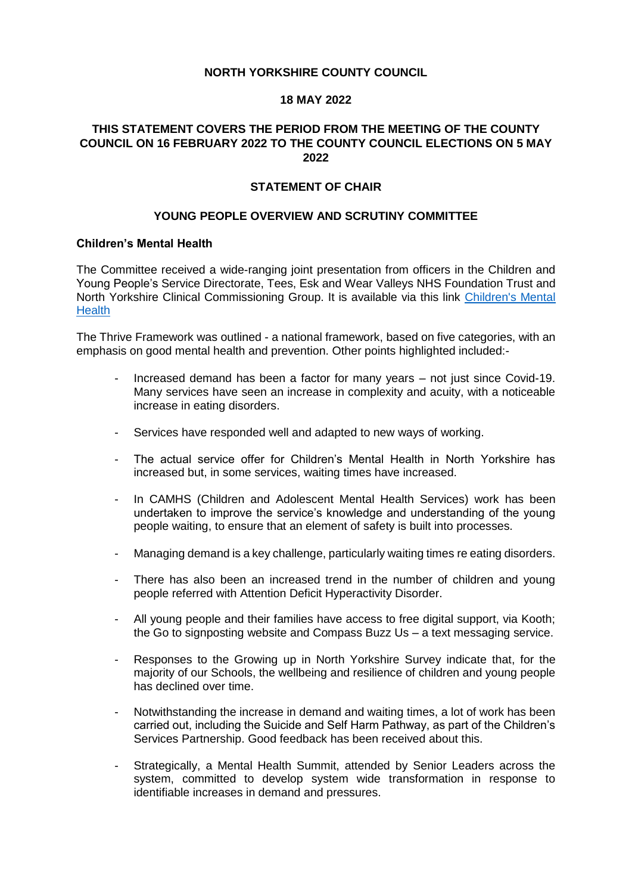**NORTH YORKSHIRE COUNTY COUNCIL**

**18 MAY 2022**

**THIS STATEMENT COVERS THE PERIOD FROM THE MEETING OF THE COUNTY COUNCIL ON 16 FEBRUARY 2022 TO THE COUNTY COUNCIL ELECTIONS ON 5 MAY 2022**

**STATEMENT OF CHAIR**

**YOUNG PEOPLE OVERVIEW AND SCRUTINY COMMITTEE**

**Children's Mental Health**

The Committee received a wide-ranging joint presentation from officers in the Children and Young People's Service Directorate, Tees, Esk and Wear Valleys NHS Foundation Trust and North Yorkshire Clinical Commissioning Group. It is available via this link [Children's Mental Health]

The Thrive Framework was outlined - a national framework, based on five categories, with an emphasis on good mental health and prevention. Other points highlighted included:-

- Increased demand has been a factor for many years – not just since Covid-19. Many services have seen an increase in complexity and acuity, with a noticeable increase in eating disorders.
- Services have responded well and adapted to new ways of working.
- The actual service offer for Children's Mental Health in North Yorkshire has increased but, in some services, waiting times have increased.
- In CAMHS (Children and Adolescent Mental Health Services) work has been undertaken to improve the service's knowledge and understanding of the young people waiting, to ensure that an element of safety is built into processes.
- Managing demand is a key challenge, particularly waiting times re eating disorders.
- There has also been an increased trend in the number of children and young people referred with Attention Deficit Hyperactivity Disorder.
- All young people and their families have access to free digital support, via Kooth; the Go to signposting website and Compass Buzz Us – a text messaging service.
- Responses to the Growing up in North Yorkshire Survey indicate that, for the majority of our Schools, the wellbeing and resilience of children and young people has declined over time.
- Notwithstanding the increase in demand and waiting times, a lot of work has been carried out, including the Suicide and Self Harm Pathway, as part of the Children's Services Partnership. Good feedback has been received about this.
- Strategically, a Mental Health Summit, attended by Senior Leaders across the system, committed to develop system wide transformation in response to identifiable increases in demand and pressures.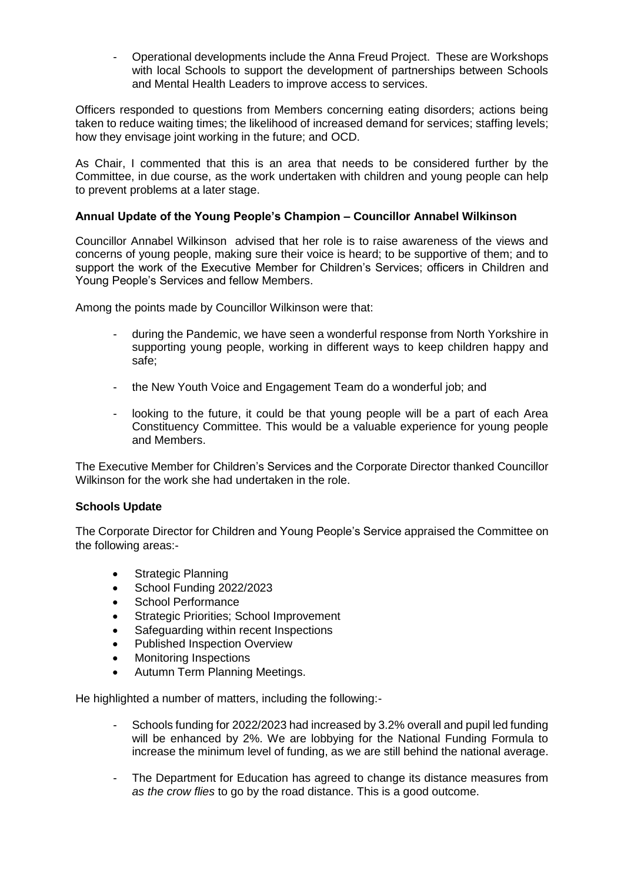- Operational developments include the Anna Freud Project. These are Workshops with local Schools to support the development of partnerships between Schools and Mental Health Leaders to improve access to services.

Officers responded to questions from Members concerning eating disorders; actions being taken to reduce waiting times; the likelihood of increased demand for services; staffing levels; how they envisage joint working in the future; and OCD.

As Chair, I commented that this is an area that needs to be considered further by the Committee, in due course, as the work undertaken with children and young people can help to prevent problems at a later stage.

**Annual Update of the Young People's Champion – Councillor Annabel Wilkinson**

Councillor Annabel Wilkinson advised that her role is to raise awareness of the views and concerns of young people, making sure their voice is heard; to be supportive of them; and to support the work of the Executive Member for Children's Services; officers in Children and Young People's Services and fellow Members.

Among the points made by Councillor Wilkinson were that:

- during the Pandemic, we have seen a wonderful response from North Yorkshire in supporting young people, working in different ways to keep children happy and safe;

- the New Youth Voice and Engagement Team do a wonderful job; and

- looking to the future, it could be that young people will be a part of each Area Constituency Committee. This would be a valuable experience for young people and Members.

The Executive Member for Children's Services and the Corporate Director thanked Councillor Wilkinson for the work she had undertaken in the role.

**Schools Update**

The Corporate Director for Children and Young People's Service appraised the Committee on the following areas:-

- Strategic Planning
- School Funding 2022/2023
- School Performance
- Strategic Priorities; School Improvement
- Safeguarding within recent Inspections
- Published Inspection Overview
- Monitoring Inspections
- Autumn Term Planning Meetings.

He highlighted a number of matters, including the following:-

- Schools funding for 2022/2023 had increased by 3.2% overall and pupil led funding will be enhanced by 2%. We are lobbying for the National Funding Formula to increase the minimum level of funding, as we are still behind the national average.

- The Department for Education has agreed to change its distance measures from *as the crow flies* to go by the road distance. This is a good outcome.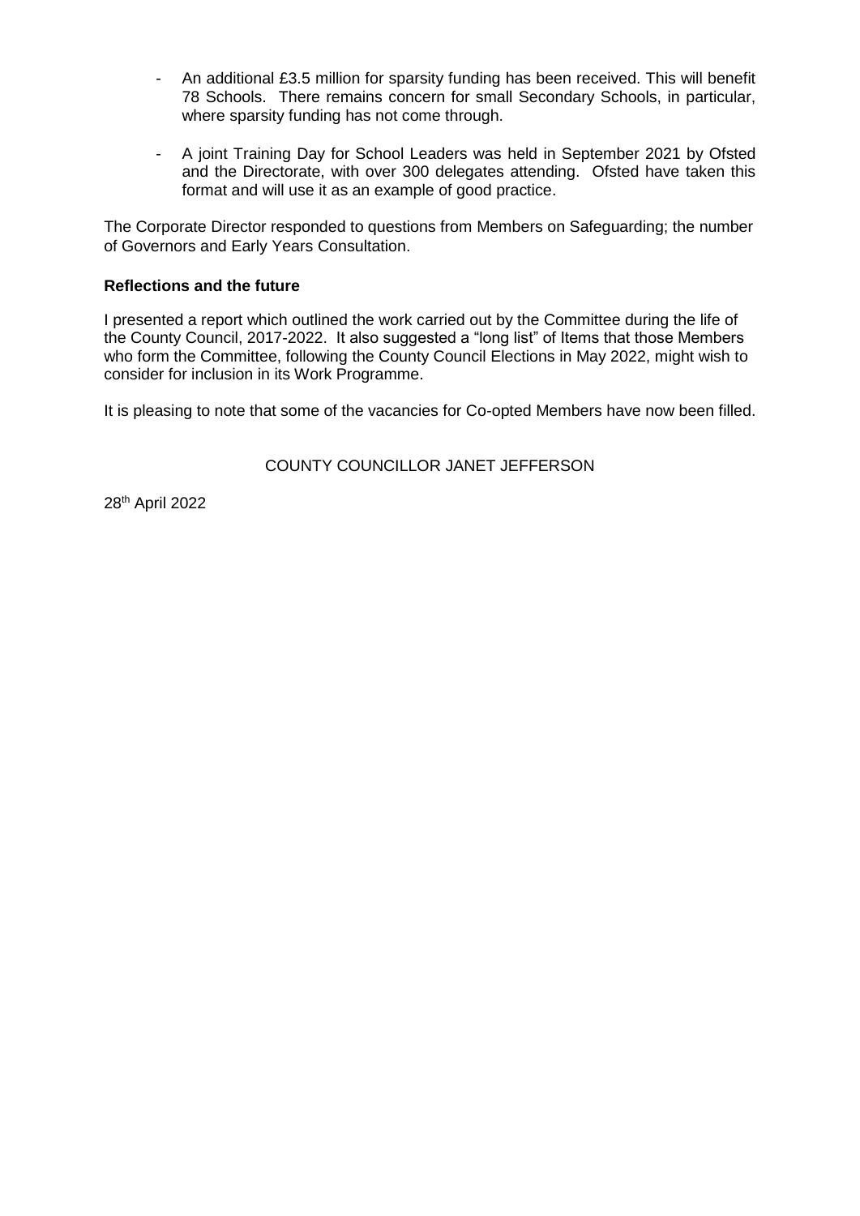- An additional £3.5 million for sparsity funding has been received. This will benefit 78 Schools. There remains concern for small Secondary Schools, in particular, where sparsity funding has not come through.

- A joint Training Day for School Leaders was held in September 2021 by Ofsted and the Directorate, with over 300 delegates attending. Ofsted have taken this format and will use it as an example of good practice.

The Corporate Director responded to questions from Members on Safeguarding; the number of Governors and Early Years Consultation.

**Reflections and the future**

I presented a report which outlined the work carried out by the Committee during the life of the County Council, 2017-2022. It also suggested a "long list" of Items that those Members who form the Committee, following the County Council Elections in May 2022, might wish to consider for inclusion in its Work Programme.

It is pleasing to note that some of the vacancies for Co-opted Members have now been filled.

COUNTY COUNCILLOR JANET JEFFERSON

28th April 2022